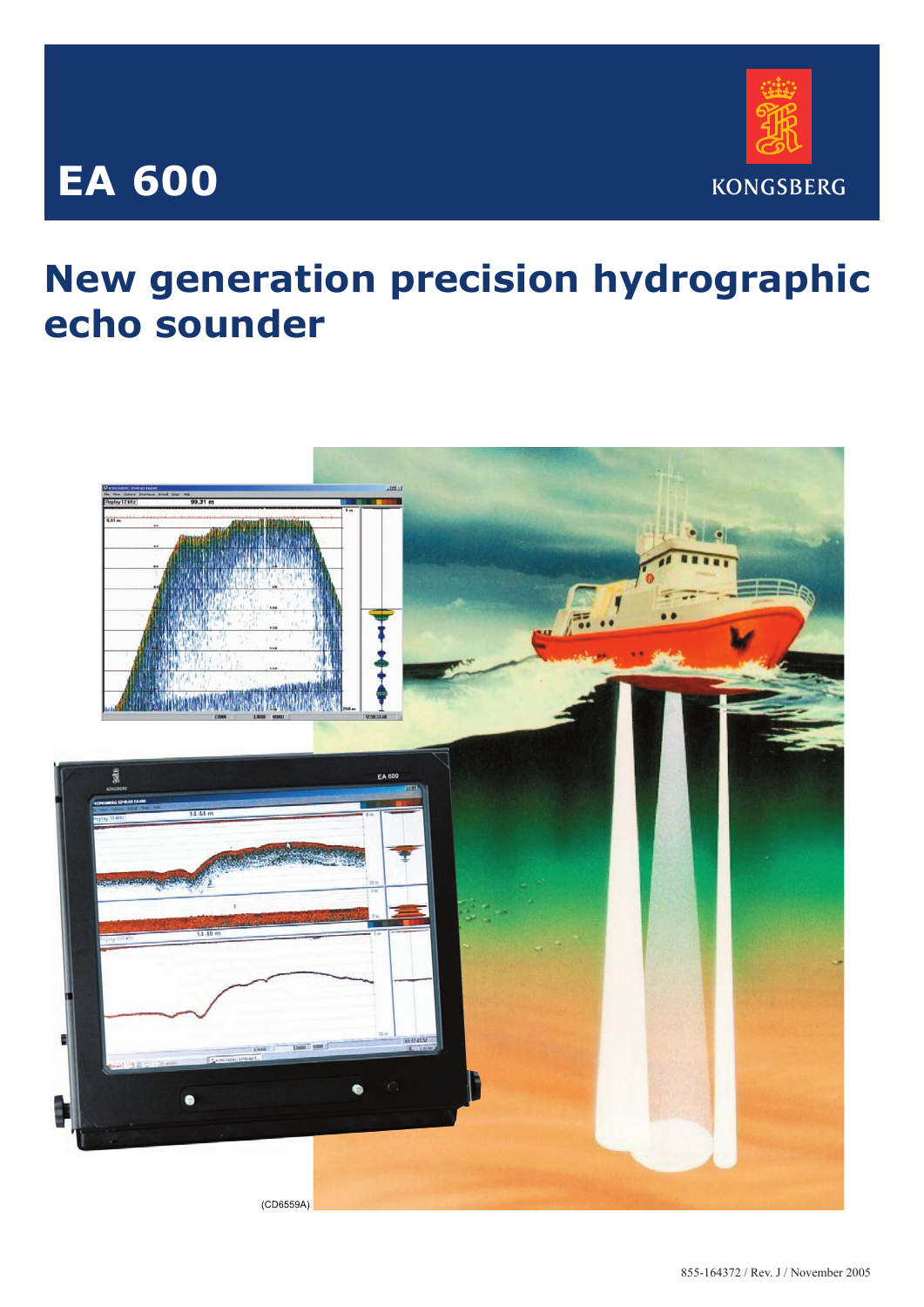# EA 600

KONGSBERG

## New generation precision hydrographic echo sounder

(CD6559A)

855-164372 / Rev. J / November 2005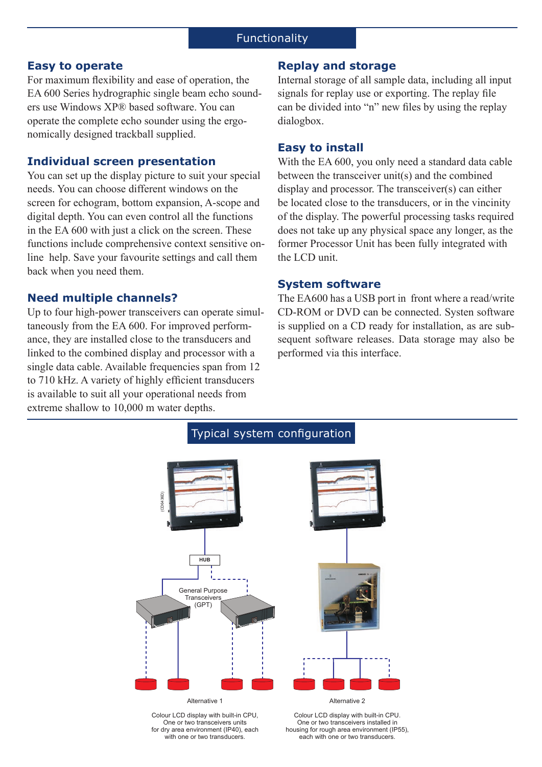## Functionality

### Easy to operate

For maximum flexibility and ease of operation, the EA 600 Series hydrographic single beam echo sounders use Windows XP® based software. You can operate the complete echo sounder using the ergonomically designed trackball supplied.

### Individual screen presentation

You can set up the display picture to suit your special needs. You can choose different windows on the screen for echogram, bottom expansion, A-scope and digital depth. You even control all the functions in the EA 600 with just a click on the screen. These functions include comprehensive context sensitive online help. Save your favourite settings and call them back when you need them.

### Need multiple channels?

Up to four high-power transceivers can operate simultaneously from the EA 600. For improved performance, they are installed close to the transducers and linked to the combined display and processor with a single data cable. Available frequencies span from 12 to 710 kHz. A variety of highly efficient transducers is available to suit all your operational needs from extreme shallow to 10,000 m water depths.

### Replay and storage

Internal storage of all sample data, including all input signals for replay use or exporting. The replay file can be divided into "n" new files by using the replay dialogbox.

### Easy to install

With the EA 600, you only need a standard data cable between the transceiver unit(s) and the combined display and processor. The transceiver(s) can either be located close to the transducers, or in the vicinity of the display. The powerful processing tasks required does not take up any physical space any longer, as the former Processor Unit has been fully integrated with the LCD unit.

### System software

The EA600 has a USB port in front where a read/write CD-ROM or DVD can be connected. Systen software is supplied on a CD ready for installation, as are subsequent software releases. Data storage may also be performed via this interface.

## Typical system configuration

(CD6436D)

HUB

General Purpose Transceivers (GPT)

Alternative 1

Colour LCD display with built-in CPU, One or two transceivers units for dry area environment (IP40), each with one or two transducers.

Alternative 2

Colour LCD display with built-in CPU. One or two transceivers installed in housing for rough area environment (IP55), each with one or two transducers.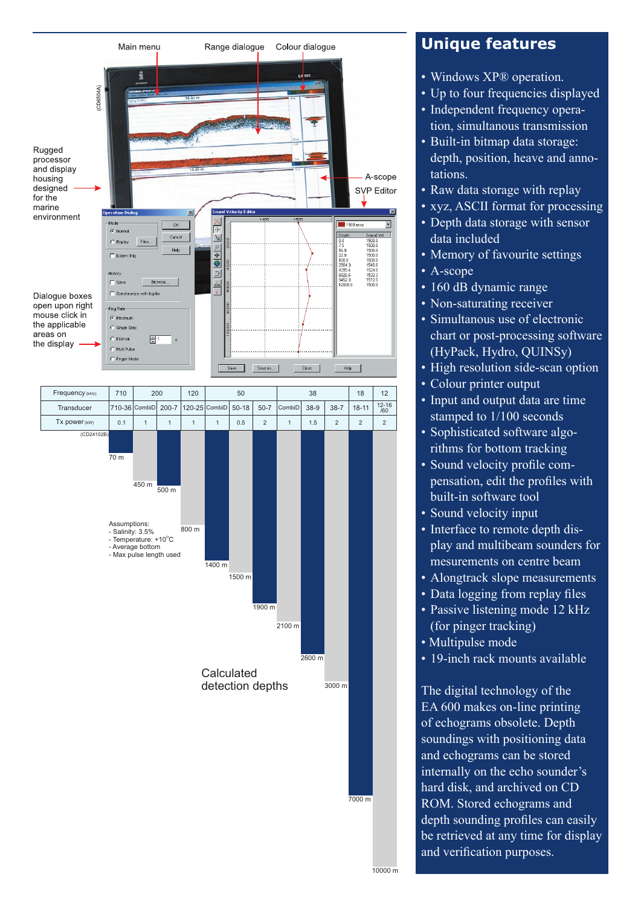Main menu

Range dialogue

Colour dialogue

(CD6504A)

Rugged processor and display housing designed for the marine environment

A-scope

SVP Editor

Dialogue boxes open upon right mouse click in the applicable areas on the display

| Frequency (kHz) | 710 | 200 | | 120 | | 50 | | 38 | | | 18 | 12 |
|---|---|---|---|---|---|---|---|---|---|---|---|---|
| Transducer | 710-36 | CombiD | 200-7 | 120-25 | CombiD | 50-18 | 50-7 | CombiD | 38-9 | 38-7 | 18-11 | 12-16 /60 |
| Tx power (kW) | 0.1 | 1 | 1 | 1 | 1 | 0.5 | 2 | 1 | 1.5 | 2 | 2 | 2 |

(CD24102B)

70 m

450 m

500 m

800 m

1400 m

1500 m

1900 m

2100 m

2600 m

3000 m

7000 m

10000 m

Assumptions:
- Salinity: 3.5%
- Temperature: +10°C
- Average bottom
- Max pulse length used

Calculated detection depths

# Unique features

- Windows XP® operation.
- Up to four frequencies displayed
- Independent frequency operation, simultanous transmission
- Built-in bitmap data storage: depth, position, heave and annotations.
- Raw data storage with replay
- xyz, ASCII format for processing
- Depth data storage with sensor data included
- Memory of favourite settings
- A-scope
- 160 dB dynamic range
- Non-saturating receiver
- Simultanous use of electronic chart or post-processing software (HyPack, Hydro, QUINSy)
- High resolution side-scan option
- Colour printer output
- Input and output data are time stamped to 1/100 seconds
- Sophisticated software algorithms for bottom tracking
- Sound velocity profile compensation, edit the profiles with built-in software tool
- Sound velocity input
- Interface to remote depth display and multibeam sounders for mesurements on centre beam
- Alongtrack slope measurements
- Data logging from replay files
- Passive listening mode 12 kHz (for pinger tracking)
- Multipulse mode
- 19-inch rack mounts available

The digital technology of the EA 600 makes on-line printing of echograms obsolete. Depth soundings with positioning data and echograms can be stored internally on the echo sounder's hard disk, and archived on CD ROM. Stored echograms and depth sounding profiles can easily be retrieved at any time for display and verification purposes.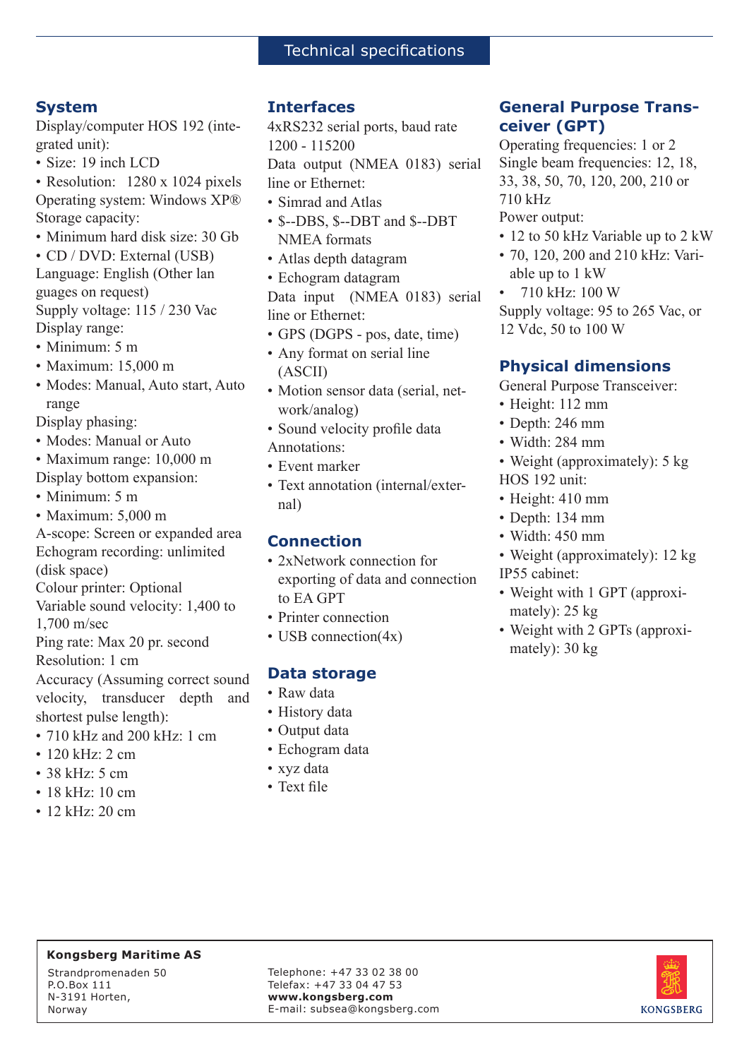# Technical specifications

## System

Display/computer HOS 192 (integrated unit):

- Size: 19 inch LCD
- Resolution: 1280 x 1024 pixels

Operating system: Windows XP®

Storage capacity:

- Minimum hard disk size: 30 Gb
- CD / DVD: External (USB)

Language: English (Other languages on request)

Supply voltage: 115 / 230 Vac

Display range:

- Minimum: 5 m
- Maximum: 15,000 m
- Modes: Manual, Auto start, Auto range

Display phasing:

- Modes: Manual or Auto
- Maximum range: 10,000 m

Display bottom expansion:

- Minimum: 5 m
- Maximum: 5,000 m

A-scope: Screen or expanded area

Echogram recording: unlimited (disk space)

Colour printer: Optional

Variable sound velocity: 1,400 to 1,700 m/sec

Ping rate: Max 20 pr. second

Resolution: 1 cm

Accuracy (Assuming correct sound velocity, transducer depth and shortest pulse length):

- 710 kHz and 200 kHz: 1 cm
- 120 kHz: 2 cm
- 38 kHz: 5 cm
- 18 kHz: 10 cm
- 12 kHz: 20 cm

## Interfaces

4xRS232 serial ports, baud rate 1200 - 115200

Data output (NMEA 0183) serial line or Ethernet:

- Simrad and Atlas
- $--DBS, $--DBT and $--DBT NMEA formats
- Atlas depth datagram
- Echogram datagram

Data input (NMEA 0183) serial line or Ethernet:

- GPS (DGPS - pos, date, time)
- Any format on serial line (ASCII)
- Motion sensor data (serial, network/analog)
- Sound velocity profile data

Annotations:

- Event marker
- Text annotation (internal/external)

## Connection

- 2xNetwork connection for exporting of data and connection to EA GPT
- Printer connection
- USB connection(4x)

## Data storage

- Raw data
- History data
- Output data
- Echogram data
- xyz data
- Text file

## General Purpose Transceiver (GPT)

Operating frequencies: 1 or 2

Single beam frequencies: 12, 18, 33, 38, 50, 70, 120, 200, 210 or 710 kHz

Power output:

- 12 to 50 kHz Variable up to 2 kW
- 70, 120, 200 and 210 kHz: Variable up to 1 kW
- 710 kHz: 100 W

Supply voltage: 95 to 265 Vac, or 12 Vdc, 50 to 100 W

## Physical dimensions

General Purpose Transceiver:

- Height: 112 mm
- Depth: 246 mm
- Width: 284 mm
- Weight (approximately): 5 kg

HOS 192 unit:

- Height: 410 mm
- Depth: 134 mm
- Width: 450 mm
- Weight (approximately): 12 kg

IP55 cabinet:

- Weight with 1 GPT (approximately): 25 kg
- Weight with 2 GPTs (approximately): 30 kg

**Kongsberg Maritime AS**

Strandpromenaden 50
P.O.Box 111
N-3191 Horten,
Norway

Telephone: +47 33 02 38 00
Telefax: +47 33 04 47 53
**www.kongsberg.com**
E-mail: subsea@kongsberg.com

KONGSBERG